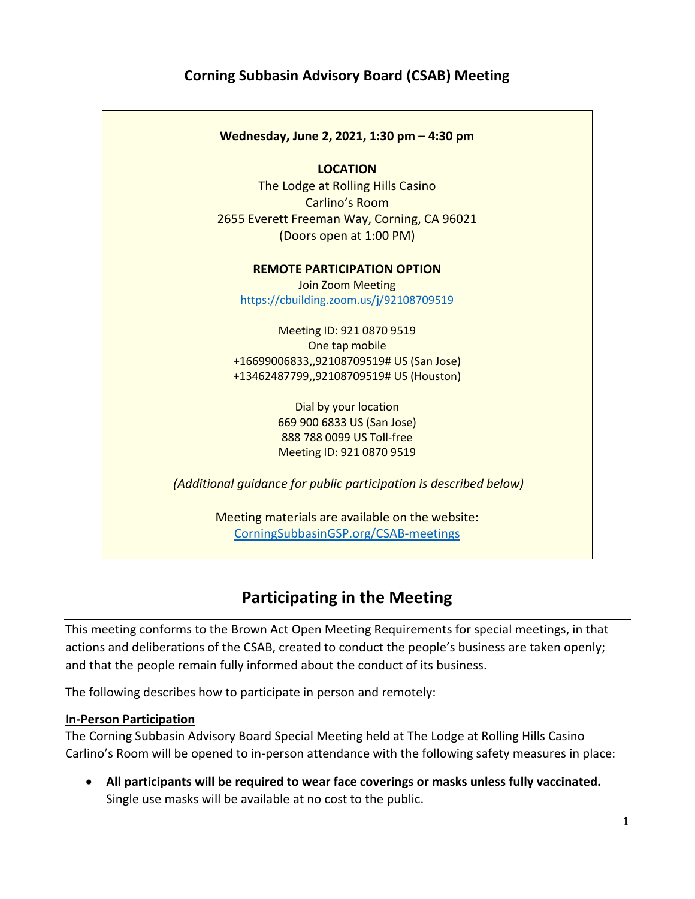# Corning Subbasin Advisory Board (CSAB) Meeting

**Wednesday, June 2, 2021, 1:30 pm – 4:30 pm**

**LOCATION**
The Lodge at Rolling Hills Casino
Carlino's Room
2655 Everett Freeman Way, Corning, CA 96021
(Doors open at 1:00 PM)

**REMOTE PARTICIPATION OPTION**
Join Zoom Meeting
https://cbuilding.zoom.us/j/92108709519

Meeting ID: 921 0870 9519
One tap mobile
+16699006833,,92108709519# US (San Jose)
+13462487799,,92108709519# US (Houston)

Dial by your location
669 900 6833 US (San Jose)
888 788 0099 US Toll-free
Meeting ID: 921 0870 9519

*(Additional guidance for public participation is described below)*

Meeting materials are available on the website:
CorningSubbasinGSP.org/CSAB-meetings

## Participating in the Meeting

This meeting conforms to the Brown Act Open Meeting Requirements for special meetings, in that actions and deliberations of the CSAB, created to conduct the people's business are taken openly; and that the people remain fully informed about the conduct of its business.

The following describes how to participate in person and remotely:

**In-Person Participation**

The Corning Subbasin Advisory Board Special Meeting held at The Lodge at Rolling Hills Casino Carlino's Room will be opened to in-person attendance with the following safety measures in place:

- **All participants will be required to wear face coverings or masks unless fully vaccinated.** Single use masks will be available at no cost to the public.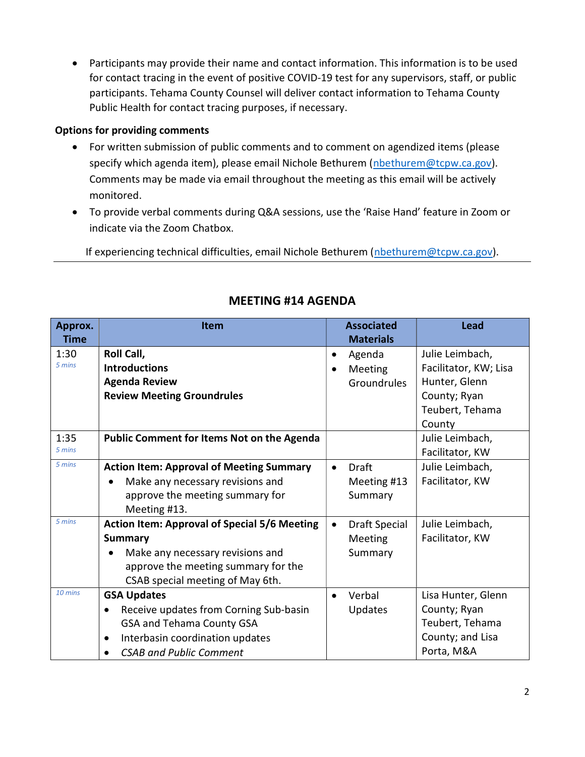- Participants may provide their name and contact information. This information is to be used for contact tracing in the event of positive COVID-19 test for any supervisors, staff, or public participants. Tehama County Counsel will deliver contact information to Tehama County Public Health for contact tracing purposes, if necessary.

**Options for providing comments**

- For written submission of public comments and to comment on agendized items (please specify which agenda item), please email Nichole Bethurem (nbethurem@tcpw.ca.gov). Comments may be made via email throughout the meeting as this email will be actively monitored.
- To provide verbal comments during Q&A sessions, use the 'Raise Hand' feature in Zoom or indicate via the Zoom Chatbox.

If experiencing technical difficulties, email Nichole Bethurem (nbethurem@tcpw.ca.gov).

---

## MEETING #14 AGENDA

| Approx. Time | Item | Associated Materials | Lead |
|---|---|---|---|
| 1:30 *5 mins* | **Roll Call, Introductions Agenda Review Review Meeting Groundrules** | • Agenda • Meeting Groundrules | Julie Leimbach, Facilitator, KW; Lisa Hunter, Glenn County; Ryan Teubert, Tehama County |
| 1:35 *5 mins* | **Public Comment for Items Not on the Agenda** | | Julie Leimbach, Facilitator, KW |
| *5 mins* | **Action Item: Approval of Meeting Summary** • Make any necessary revisions and approve the meeting summary for Meeting #13. | • Draft Meeting #13 Summary | Julie Leimbach, Facilitator, KW |
| *5 mins* | **Action Item: Approval of Special 5/6 Meeting Summary** • Make any necessary revisions and approve the meeting summary for the CSAB special meeting of May 6th. | • Draft Special Meeting Summary | Julie Leimbach, Facilitator, KW |
| *10 mins* | **GSA Updates** • Receive updates from Corning Sub-basin GSA and Tehama County GSA • Interbasin coordination updates • *CSAB and Public Comment* | • Verbal Updates | Lisa Hunter, Glenn County; Ryan Teubert, Tehama County; and Lisa Porta, M&A |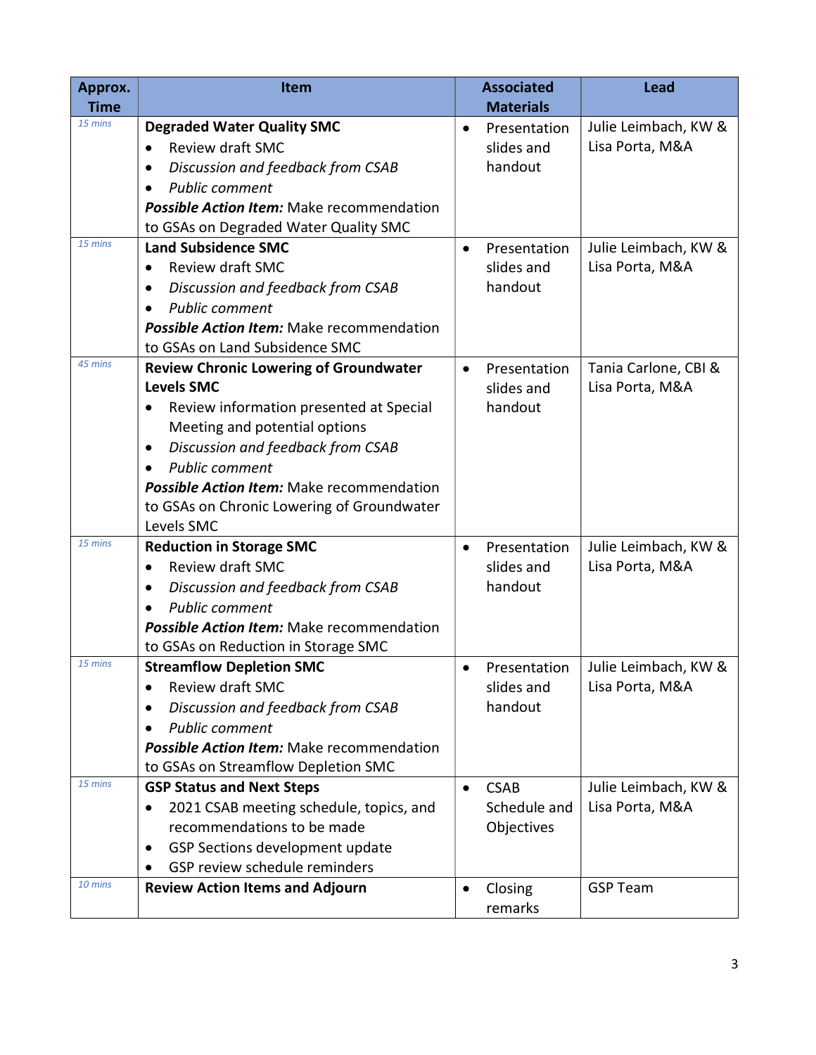| Approx. Time | Item | Associated Materials | Lead |
|---|---|---|---|
| *15 mins* | **Degraded Water Quality SMC**<br>• Review draft SMC<br>• *Discussion and feedback from CSAB*<br>• *Public comment*<br>***Possible Action Item:*** Make recommendation to GSAs on Degraded Water Quality SMC | • Presentation slides and handout | Julie Leimbach, KW & Lisa Porta, M&A |
| *15 mins* | **Land Subsidence SMC**<br>• Review draft SMC<br>• *Discussion and feedback from CSAB*<br>• *Public comment*<br>***Possible Action Item:*** Make recommendation to GSAs on Land Subsidence SMC | • Presentation slides and handout | Julie Leimbach, KW & Lisa Porta, M&A |
| *45 mins* | **Review Chronic Lowering of Groundwater Levels SMC**<br>• Review information presented at Special Meeting and potential options<br>• *Discussion and feedback from CSAB*<br>• *Public comment*<br>***Possible Action Item:*** Make recommendation to GSAs on Chronic Lowering of Groundwater Levels SMC | • Presentation slides and handout | Tania Carlone, CBI & Lisa Porta, M&A |
| *15 mins* | **Reduction in Storage SMC**<br>• Review draft SMC<br>• *Discussion and feedback from CSAB*<br>• *Public comment*<br>***Possible Action Item:*** Make recommendation to GSAs on Reduction in Storage SMC | • Presentation slides and handout | Julie Leimbach, KW & Lisa Porta, M&A |
| *15 mins* | **Streamflow Depletion SMC**<br>• Review draft SMC<br>• *Discussion and feedback from CSAB*<br>• *Public comment*<br>***Possible Action Item:*** Make recommendation to GSAs on Streamflow Depletion SMC | • Presentation slides and handout | Julie Leimbach, KW & Lisa Porta, M&A |
| *15 mins* | **GSP Status and Next Steps**<br>• 2021 CSAB meeting schedule, topics, and recommendations to be made<br>• GSP Sections development update<br>• GSP review schedule reminders | • CSAB Schedule and Objectives | Julie Leimbach, KW & Lisa Porta, M&A |
| *10 mins* | **Review Action Items and Adjourn** | • Closing remarks | GSP Team |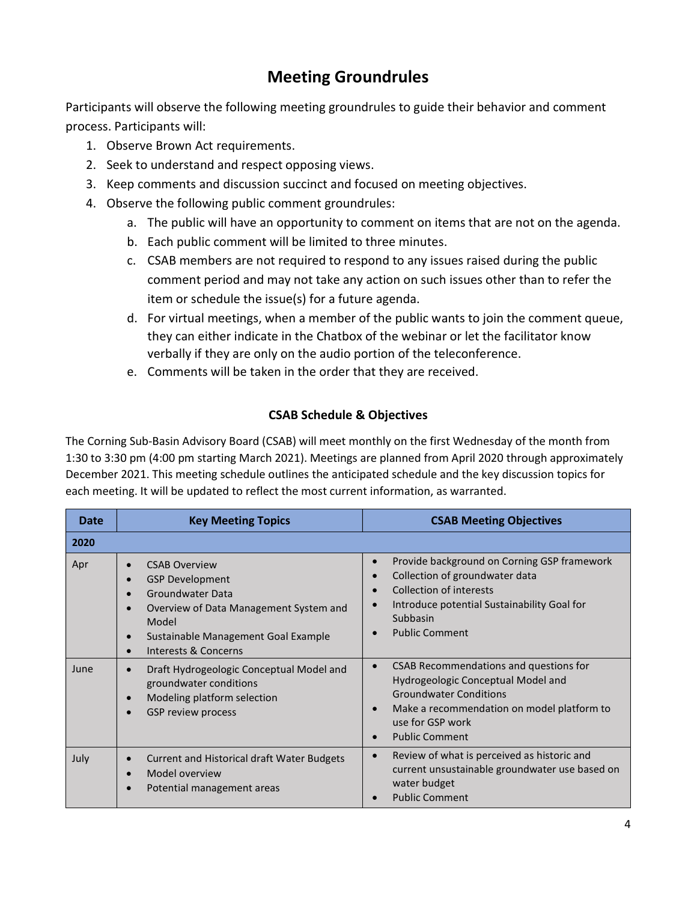## Meeting Groundrules

Participants will observe the following meeting groundrules to guide their behavior and comment process. Participants will:

1. Observe Brown Act requirements.
2. Seek to understand and respect opposing views.
3. Keep comments and discussion succinct and focused on meeting objectives.
4. Observe the following public comment groundrules:
   a. The public will have an opportunity to comment on items that are not on the agenda.
   b. Each public comment will be limited to three minutes.
   c. CSAB members are not required to respond to any issues raised during the public comment period and may not take any action on such issues other than to refer the item or schedule the issue(s) for a future agenda.
   d. For virtual meetings, when a member of the public wants to join the comment queue, they can either indicate in the Chatbox of the webinar or let the facilitator know verbally if they are only on the audio portion of the teleconference.
   e. Comments will be taken in the order that they are received.

### CSAB Schedule & Objectives

The Corning Sub-Basin Advisory Board (CSAB) will meet monthly on the first Wednesday of the month from 1:30 to 3:30 pm (4:00 pm starting March 2021). Meetings are planned from April 2020 through approximately December 2021. This meeting schedule outlines the anticipated schedule and the key discussion topics for each meeting. It will be updated to reflect the most current information, as warranted.

| Date | Key Meeting Topics | CSAB Meeting Objectives |
|---|---|---|
| **2020** | | |
| Apr | • CSAB Overview<br>• GSP Development<br>• Groundwater Data<br>• Overview of Data Management System and Model<br>• Sustainable Management Goal Example<br>• Interests & Concerns | • Provide background on Corning GSP framework<br>• Collection of groundwater data<br>• Collection of interests<br>• Introduce potential Sustainability Goal for Subbasin<br>• Public Comment |
| June | • Draft Hydrogeologic Conceptual Model and groundwater conditions<br>• Modeling platform selection<br>• GSP review process | • CSAB Recommendations and questions for Hydrogeologic Conceptual Model and Groundwater Conditions<br>• Make a recommendation on model platform to use for GSP work<br>• Public Comment |
| July | • Current and Historical draft Water Budgets<br>• Model overview<br>• Potential management areas | • Review of what is perceived as historic and current unsustainable groundwater use based on water budget<br>• Public Comment |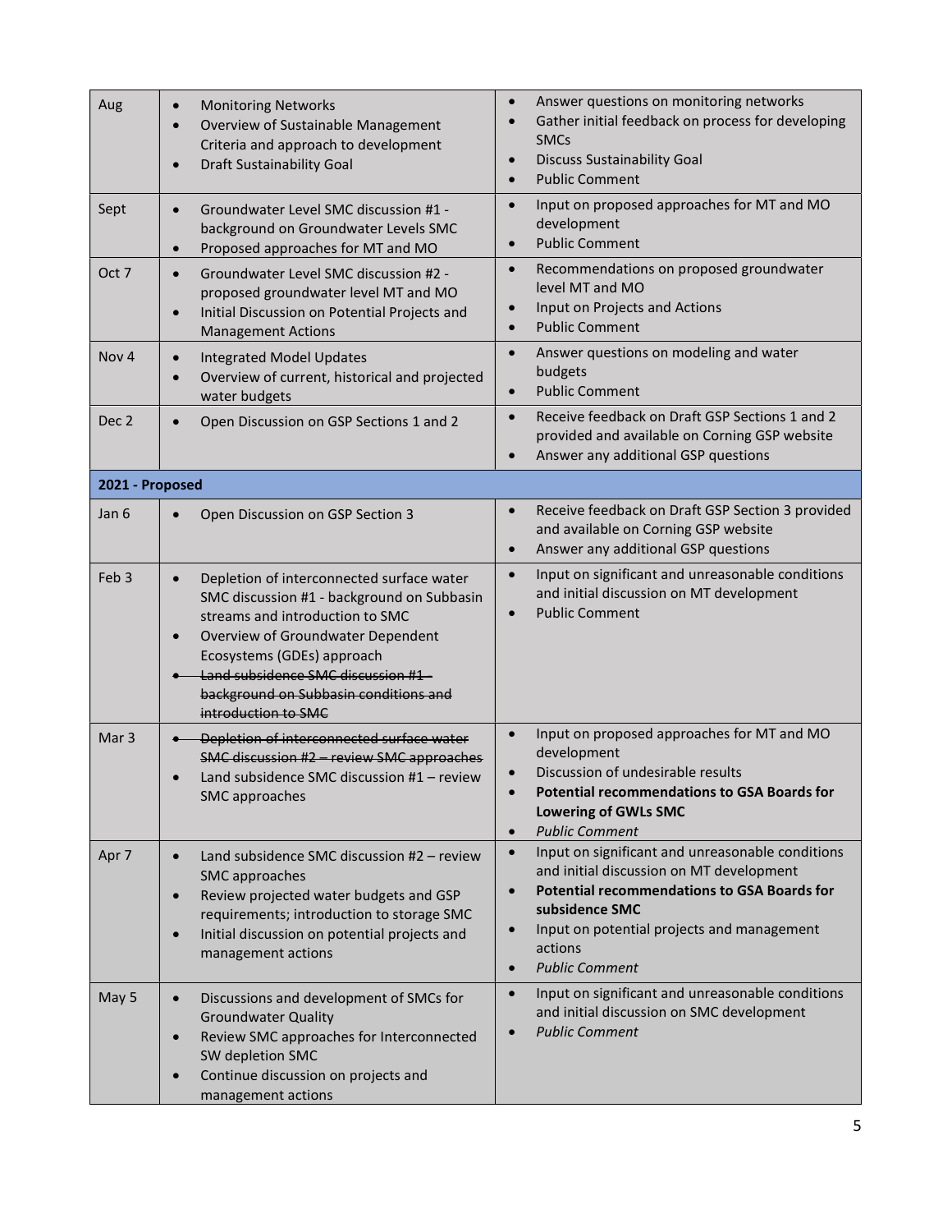| | | |
|---|---|---|
| Aug | • Monitoring Networks<br>• Overview of Sustainable Management Criteria and approach to development<br>• Draft Sustainability Goal | • Answer questions on monitoring networks<br>• Gather initial feedback on process for developing SMCs<br>• Discuss Sustainability Goal<br>• Public Comment |
| Sept | • Groundwater Level SMC discussion #1 - background on Groundwater Levels SMC<br>• Proposed approaches for MT and MO | • Input on proposed approaches for MT and MO development<br>• Public Comment |
| Oct 7 | • Groundwater Level SMC discussion #2 - proposed groundwater level MT and MO<br>• Initial Discussion on Potential Projects and Management Actions | • Recommendations on proposed groundwater level MT and MO<br>• Input on Projects and Actions<br>• Public Comment |
| Nov 4 | • Integrated Model Updates<br>• Overview of current, historical and projected water budgets | • Answer questions on modeling and water budgets<br>• Public Comment |
| Dec 2 | • Open Discussion on GSP Sections 1 and 2 | • Receive feedback on Draft GSP Sections 1 and 2 provided and available on Corning GSP website<br>• Answer any additional GSP questions |
| **2021 - Proposed** | | |
| Jan 6 | • Open Discussion on GSP Section 3 | • Receive feedback on Draft GSP Section 3 provided and available on Corning GSP website<br>• Answer any additional GSP questions |
| Feb 3 | • Depletion of interconnected surface water SMC discussion #1 - background on Subbasin streams and introduction to SMC<br>• Overview of Groundwater Dependent Ecosystems (GDEs) approach<br>• ~~Land subsidence SMC discussion #1 - background on Subbasin conditions and introduction to SMC~~ | • Input on significant and unreasonable conditions and initial discussion on MT development<br>• Public Comment |
| Mar 3 | • ~~Depletion of interconnected surface water SMC discussion #2 – review SMC approaches~~<br>• Land subsidence SMC discussion #1 – review SMC approaches | • Input on proposed approaches for MT and MO development<br>• Discussion of undesirable results<br>• **Potential recommendations to GSA Boards for Lowering of GWLs SMC**<br>• *Public Comment* |
| Apr 7 | • Land subsidence SMC discussion #2 – review SMC approaches<br>• Review projected water budgets and GSP requirements; introduction to storage SMC<br>• Initial discussion on potential projects and management actions | • Input on significant and unreasonable conditions and initial discussion on MT development<br>• **Potential recommendations to GSA Boards for subsidence SMC**<br>• Input on potential projects and management actions<br>• *Public Comment* |
| May 5 | • Discussions and development of SMCs for Groundwater Quality<br>• Review SMC approaches for Interconnected SW depletion SMC<br>• Continue discussion on projects and management actions | • Input on significant and unreasonable conditions and initial discussion on SMC development<br>• *Public Comment* |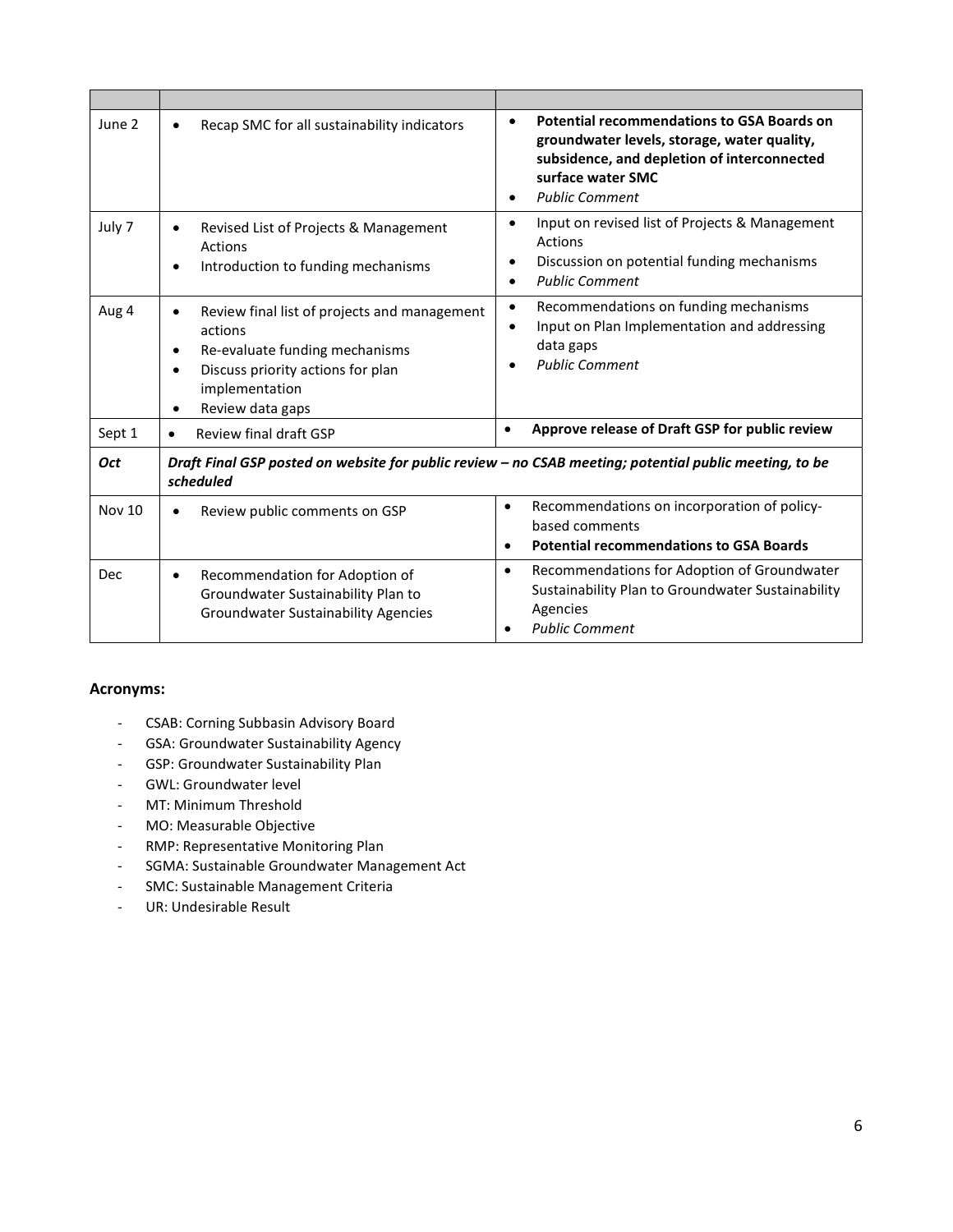| | | |
|---|---|---|
| June 2 | • Recap SMC for all sustainability indicators | • **Potential recommendations to GSA Boards on groundwater levels, storage, water quality, subsidence, and depletion of interconnected surface water SMC**<br>• *Public Comment* |
| July 7 | • Revised List of Projects & Management Actions<br>• Introduction to funding mechanisms | • Input on revised list of Projects & Management Actions<br>• Discussion on potential funding mechanisms<br>• *Public Comment* |
| Aug 4 | • Review final list of projects and management actions<br>• Re-evaluate funding mechanisms<br>• Discuss priority actions for plan implementation<br>• Review data gaps | • Recommendations on funding mechanisms<br>• Input on Plan Implementation and addressing data gaps<br>• *Public Comment* |
| Sept 1 | • Review final draft GSP | • **Approve release of Draft GSP for public review** |
| ***Oct*** | ***Draft Final GSP posted on website for public review – no CSAB meeting; potential public meeting, to be scheduled*** | |
| Nov 10 | • Review public comments on GSP | • Recommendations on incorporation of policy-based comments<br>• **Potential recommendations to GSA Boards** |
| Dec | • Recommendation for Adoption of Groundwater Sustainability Plan to Groundwater Sustainability Agencies | • Recommendations for Adoption of Groundwater Sustainability Plan to Groundwater Sustainability Agencies<br>• *Public Comment* |

### Acronyms:

- CSAB: Corning Subbasin Advisory Board
- GSA: Groundwater Sustainability Agency
- GSP: Groundwater Sustainability Plan
- GWL: Groundwater level
- MT: Minimum Threshold
- MO: Measurable Objective
- RMP: Representative Monitoring Plan
- SGMA: Sustainable Groundwater Management Act
- SMC: Sustainable Management Criteria
- UR: Undesirable Result